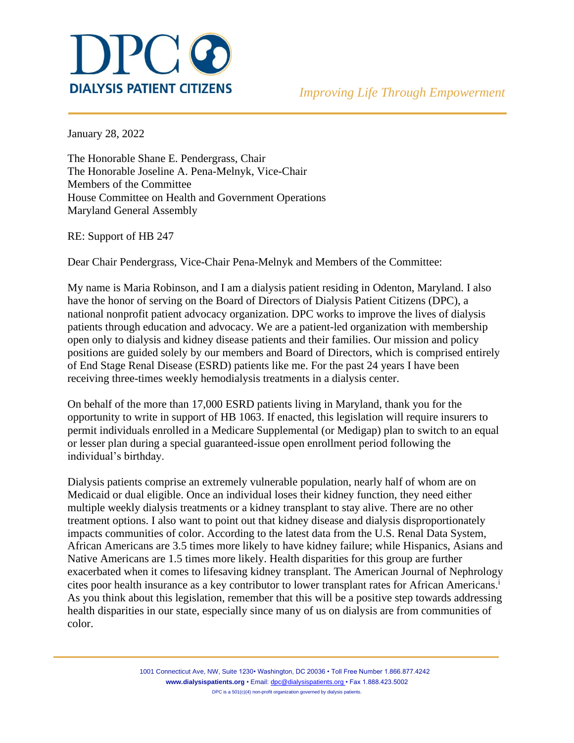# DPC

**DIALYSIS PATIENT CITIZENS**

*Improving Life Through Empowerment*

January 28, 2022

The Honorable Shane E. Pendergrass, Chair
The Honorable Joseline A. Pena-Melnyk, Vice-Chair
Members of the Committee
House Committee on Health and Government Operations
Maryland General Assembly

RE: Support of HB 247

Dear Chair Pendergrass, Vice-Chair Pena-Melnyk and Members of the Committee:

My name is Maria Robinson, and I am a dialysis patient residing in Odenton, Maryland. I also have the honor of serving on the Board of Directors of Dialysis Patient Citizens (DPC), a national nonprofit patient advocacy organization. DPC works to improve the lives of dialysis patients through education and advocacy. We are a patient-led organization with membership open only to dialysis and kidney disease patients and their families. Our mission and policy positions are guided solely by our members and Board of Directors, which is comprised entirely of End Stage Renal Disease (ESRD) patients like me. For the past 24 years I have been receiving three-times weekly hemodialysis treatments in a dialysis center.

On behalf of the more than 17,000 ESRD patients living in Maryland, thank you for the opportunity to write in support of HB 1063. If enacted, this legislation will require insurers to permit individuals enrolled in a Medicare Supplemental (or Medigap) plan to switch to an equal or lesser plan during a special guaranteed-issue open enrollment period following the individual's birthday.

Dialysis patients comprise an extremely vulnerable population, nearly half of whom are on Medicaid or dual eligible. Once an individual loses their kidney function, they need either multiple weekly dialysis treatments or a kidney transplant to stay alive. There are no other treatment options. I also want to point out that kidney disease and dialysis disproportionately impacts communities of color. According to the latest data from the U.S. Renal Data System, African Americans are 3.5 times more likely to have kidney failure; while Hispanics, Asians and Native Americans are 1.5 times more likely. Health disparities for this group are further exacerbated when it comes to lifesaving kidney transplant. The American Journal of Nephrology cites poor health insurance as a key contributor to lower transplant rates for African Americans.[i] As you think about this legislation, remember that this will be a positive step towards addressing health disparities in our state, especially since many of us on dialysis are from communities of color.

1001 Connecticut Ave, NW, Suite 1230• Washington, DC 20036 • Toll Free Number 1.866.877.4242
**www.dialysispatients.org** • Email: dpc@dialysispatients.org • Fax 1.888.423.5002
DPC is a 501(c)(4) non-profit organization governed by dialysis patients.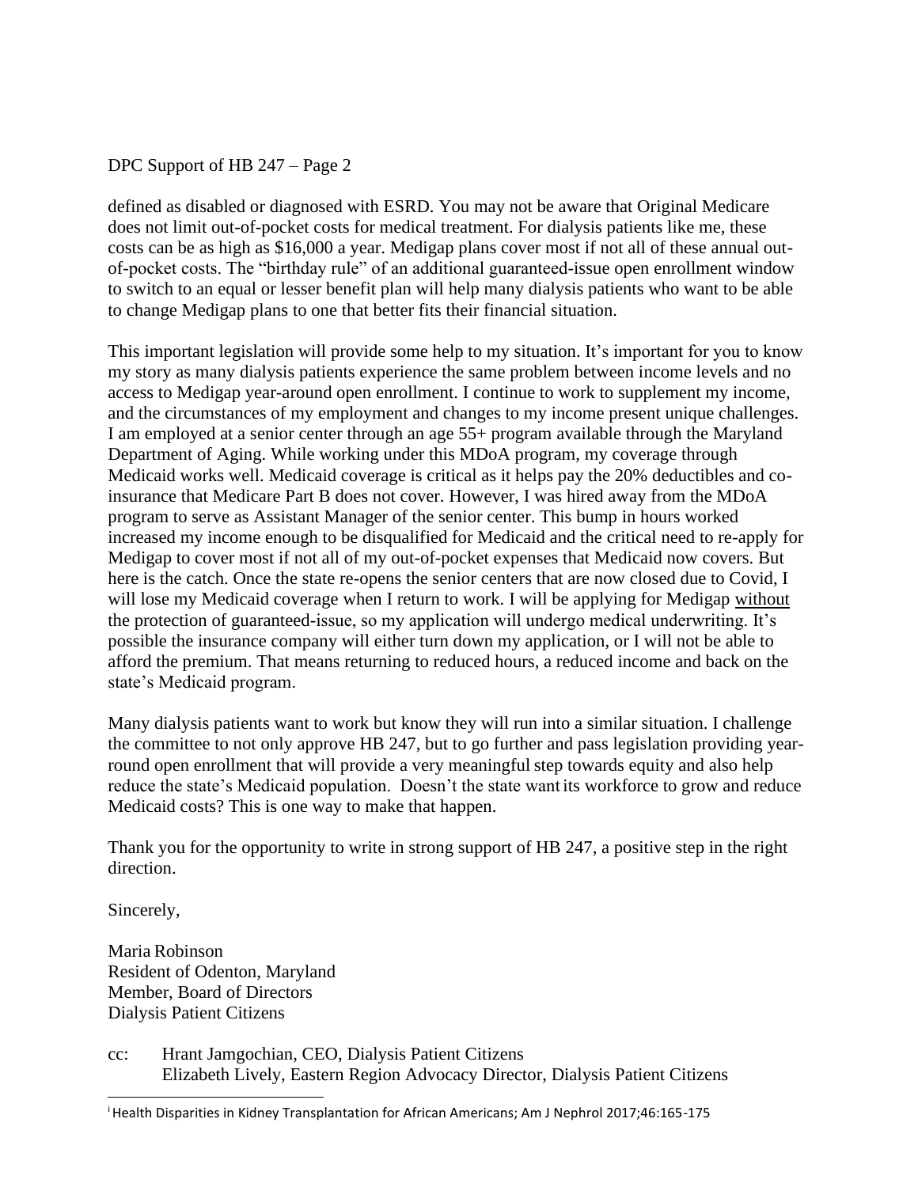defined as disabled or diagnosed with ESRD. You may not be aware that Original Medicare does not limit out-of-pocket costs for medical treatment. For dialysis patients like me, these costs can be as high as $16,000 a year. Medigap plans cover most if not all of these annual out-of-pocket costs. The "birthday rule" of an additional guaranteed-issue open enrollment window to switch to an equal or lesser benefit plan will help many dialysis patients who want to be able to change Medigap plans to one that better fits their financial situation.

This important legislation will provide some help to my situation. It's important for you to know my story as many dialysis patients experience the same problem between income levels and no access to Medigap year-around open enrollment. I continue to work to supplement my income, and the circumstances of my employment and changes to my income present unique challenges. I am employed at a senior center through an age 55+ program available through the Maryland Department of Aging. While working under this MDoA program, my coverage through Medicaid works well. Medicaid coverage is critical as it helps pay the 20% deductibles and co-insurance that Medicare Part B does not cover. However, I was hired away from the MDoA program to serve as Assistant Manager of the senior center. This bump in hours worked increased my income enough to be disqualified for Medicaid and the critical need to re-apply for Medigap to cover most if not all of my out-of-pocket expenses that Medicaid now covers. But here is the catch. Once the state re-opens the senior centers that are now closed due to Covid, I will lose my Medicaid coverage when I return to work. I will be applying for Medigap without the protection of guaranteed-issue, so my application will undergo medical underwriting. It's possible the insurance company will either turn down my application, or I will not be able to afford the premium. That means returning to reduced hours, a reduced income and back on the state's Medicaid program.

Many dialysis patients want to work but know they will run into a similar situation. I challenge the committee to not only approve HB 247, but to go further and pass legislation providing year-round open enrollment that will provide a very meaningful step towards equity and also help reduce the state's Medicaid population. Doesn't the state want its workforce to grow and reduce Medicaid costs? This is one way to make that happen.

Thank you for the opportunity to write in strong support of HB 247, a positive step in the right direction.

Sincerely,

Maria Robinson
Resident of Odenton, Maryland
Member, Board of Directors
Dialysis Patient Citizens

cc: Hrant Jamgochian, CEO, Dialysis Patient Citizens
Elizabeth Lively, Eastern Region Advocacy Director, Dialysis Patient Citizens

[i] Health Disparities in Kidney Transplantation for African Americans; Am J Nephrol 2017;46:165-175